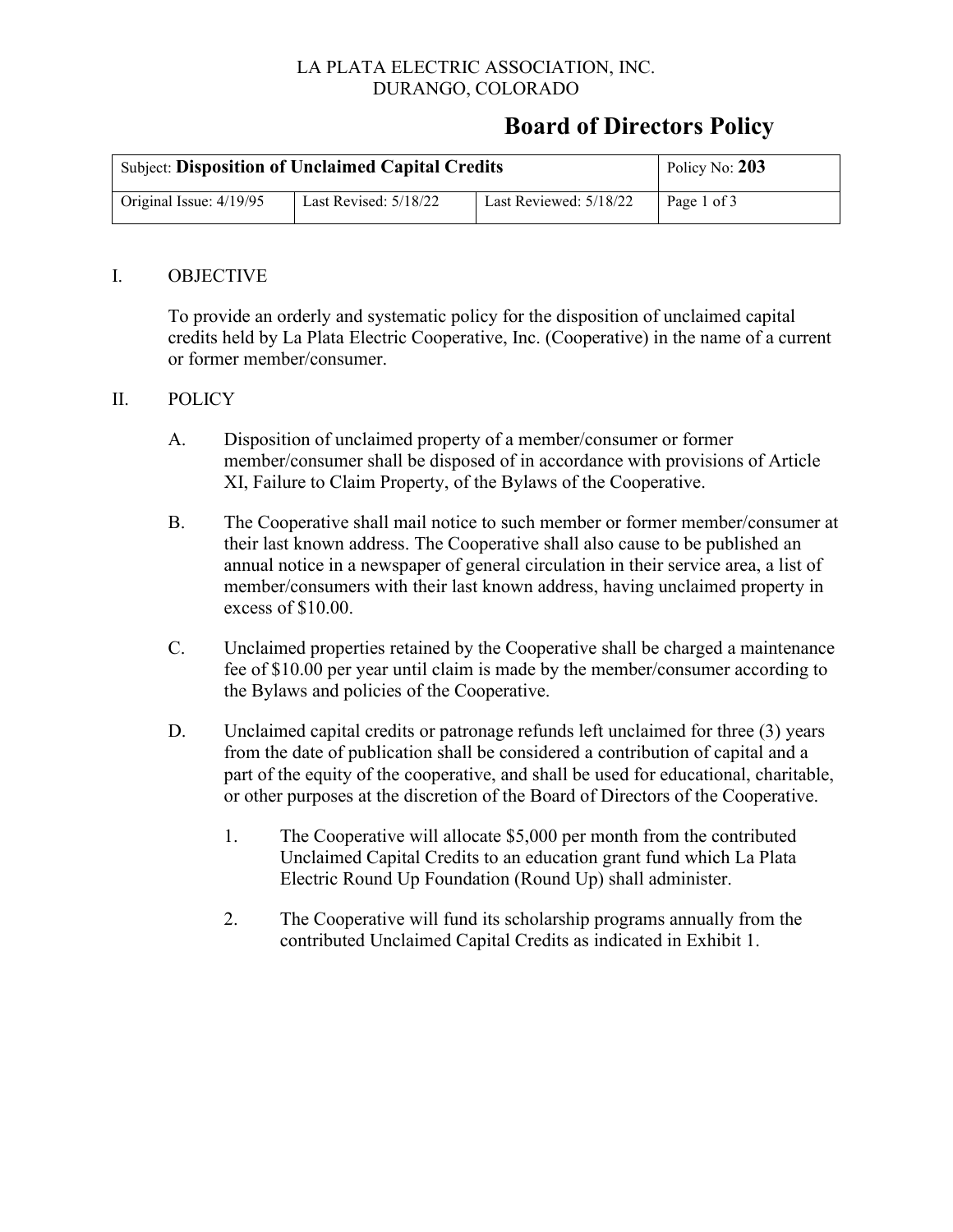LA PLATA ELECTRIC ASSOCIATION, INC.
DURANGO, COLORADO

# Board of Directors Policy

| Subject: **Disposition of Unclaimed Capital Credits** | | | Policy No: **203** |
|---|---|---|---|
| Original Issue: 4/19/95 | Last Revised: 5/18/22 | Last Reviewed: 5/18/22 | Page 1 of 3 |

## I. OBJECTIVE

To provide an orderly and systematic policy for the disposition of unclaimed capital credits held by La Plata Electric Cooperative, Inc. (Cooperative) in the name of a current or former member/consumer.

## II. POLICY

A. Disposition of unclaimed property of a member/consumer or former member/consumer shall be disposed of in accordance with provisions of Article XI, Failure to Claim Property, of the Bylaws of the Cooperative.

B. The Cooperative shall mail notice to such member or former member/consumer at their last known address. The Cooperative shall also cause to be published an annual notice in a newspaper of general circulation in their service area, a list of member/consumers with their last known address, having unclaimed property in excess of $10.00.

C. Unclaimed properties retained by the Cooperative shall be charged a maintenance fee of $10.00 per year until claim is made by the member/consumer according to the Bylaws and policies of the Cooperative.

D. Unclaimed capital credits or patronage refunds left unclaimed for three (3) years from the date of publication shall be considered a contribution of capital and a part of the equity of the cooperative, and shall be used for educational, charitable, or other purposes at the discretion of the Board of Directors of the Cooperative.

1. The Cooperative will allocate $5,000 per month from the contributed Unclaimed Capital Credits to an education grant fund which La Plata Electric Round Up Foundation (Round Up) shall administer.

2. The Cooperative will fund its scholarship programs annually from the contributed Unclaimed Capital Credits as indicated in Exhibit 1.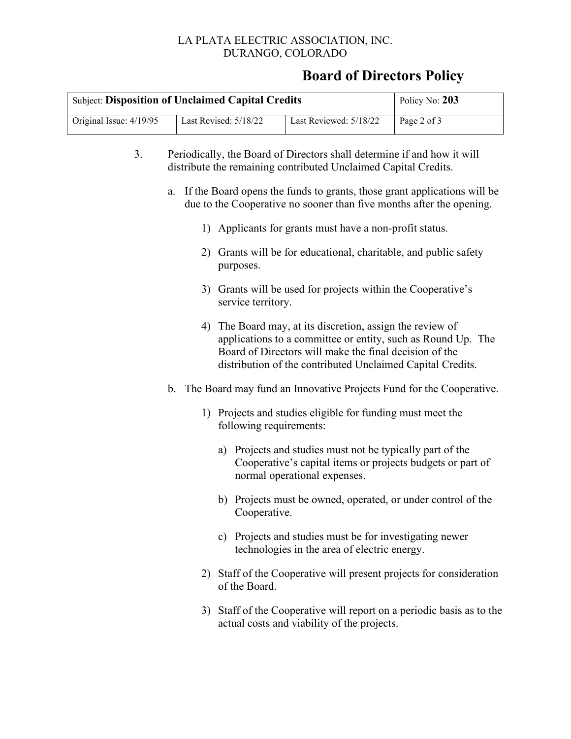3. Periodically, the Board of Directors shall determine if and how it will distribute the remaining contributed Unclaimed Capital Credits.

   a. If the Board opens the funds to grants, those grant applications will be due to the Cooperative no sooner than five months after the opening.

      1) Applicants for grants must have a non-profit status.

      2) Grants will be for educational, charitable, and public safety purposes.

      3) Grants will be used for projects within the Cooperative's service territory.

      4) The Board may, at its discretion, assign the review of applications to a committee or entity, such as Round Up. The Board of Directors will make the final decision of the distribution of the contributed Unclaimed Capital Credits.

   b. The Board may fund an Innovative Projects Fund for the Cooperative.

      1) Projects and studies eligible for funding must meet the following requirements:

         a) Projects and studies must not be typically part of the Cooperative's capital items or projects budgets or part of normal operational expenses.

         b) Projects must be owned, operated, or under control of the Cooperative.

         c) Projects and studies must be for investigating newer technologies in the area of electric energy.

      2) Staff of the Cooperative will present projects for consideration of the Board.

      3) Staff of the Cooperative will report on a periodic basis as to the actual costs and viability of the projects.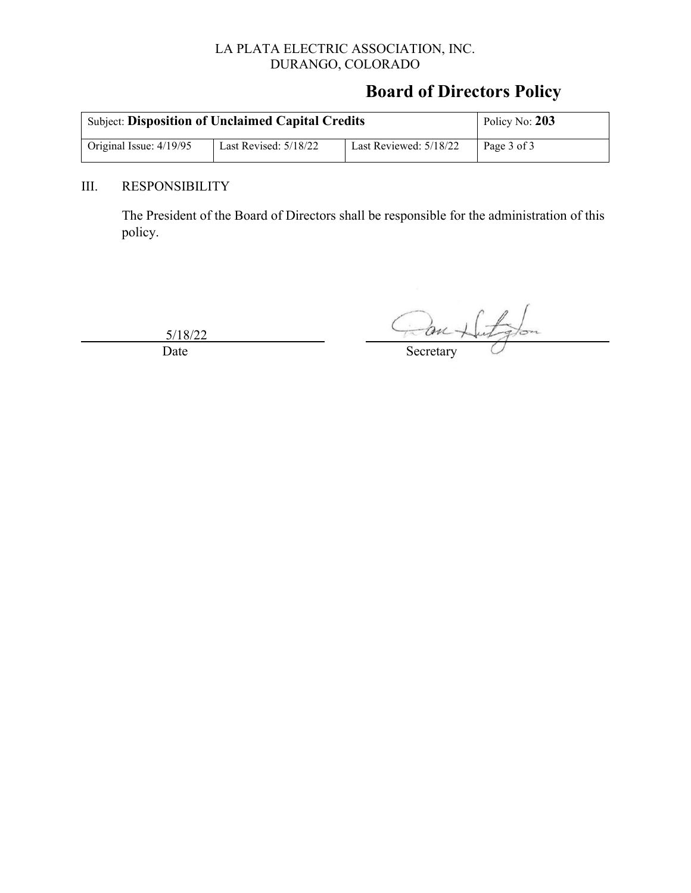LA PLATA ELECTRIC ASSOCIATION, INC.
DURANGO, COLORADO

# Board of Directors Policy

| Subject: **Disposition of Unclaimed Capital Credits** | | | Policy No: **203** |
|---|---|---|---|
| Original Issue: 4/19/95 | Last Revised: 5/18/22 | Last Reviewed: 5/18/22 | Page 3 of 3 |

## III. RESPONSIBILITY

The President of the Board of Directors shall be responsible for the administration of this policy.

5/18/22
Date

Secretary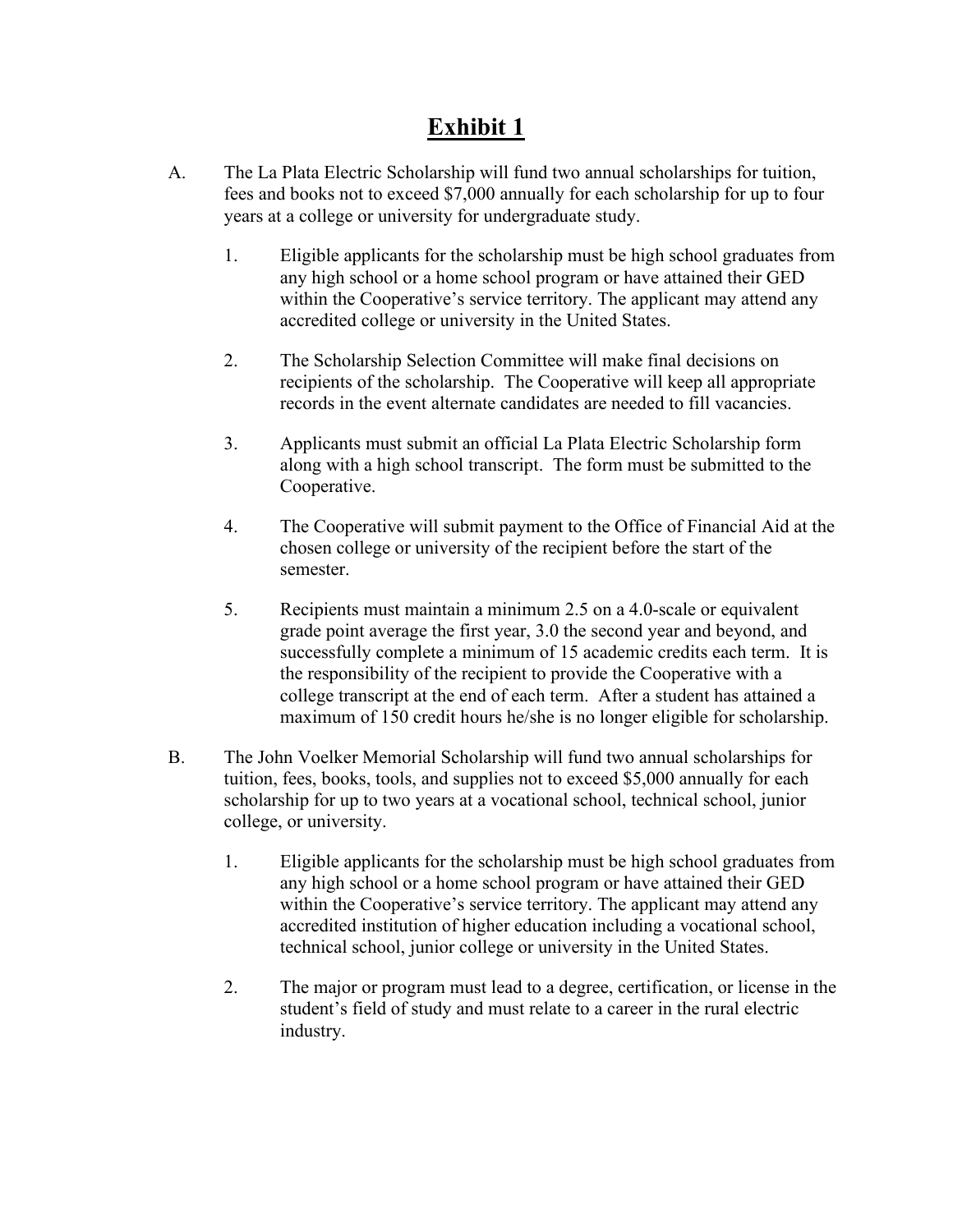# Exhibit 1

A. The La Plata Electric Scholarship will fund two annual scholarships for tuition, fees and books not to exceed $7,000 annually for each scholarship for up to four years at a college or university for undergraduate study.

   1. Eligible applicants for the scholarship must be high school graduates from any high school or a home school program or have attained their GED within the Cooperative's service territory. The applicant may attend any accredited college or university in the United States.

   2. The Scholarship Selection Committee will make final decisions on recipients of the scholarship. The Cooperative will keep all appropriate records in the event alternate candidates are needed to fill vacancies.

   3. Applicants must submit an official La Plata Electric Scholarship form along with a high school transcript. The form must be submitted to the Cooperative.

   4. The Cooperative will submit payment to the Office of Financial Aid at the chosen college or university of the recipient before the start of the semester.

   5. Recipients must maintain a minimum 2.5 on a 4.0-scale or equivalent grade point average the first year, 3.0 the second year and beyond, and successfully complete a minimum of 15 academic credits each term. It is the responsibility of the recipient to provide the Cooperative with a college transcript at the end of each term. After a student has attained a maximum of 150 credit hours he/she is no longer eligible for scholarship.

B. The John Voelker Memorial Scholarship will fund two annual scholarships for tuition, fees, books, tools, and supplies not to exceed $5,000 annually for each scholarship for up to two years at a vocational school, technical school, junior college, or university.

   1. Eligible applicants for the scholarship must be high school graduates from any high school or a home school program or have attained their GED within the Cooperative's service territory. The applicant may attend any accredited institution of higher education including a vocational school, technical school, junior college or university in the United States.

   2. The major or program must lead to a degree, certification, or license in the student's field of study and must relate to a career in the rural electric industry.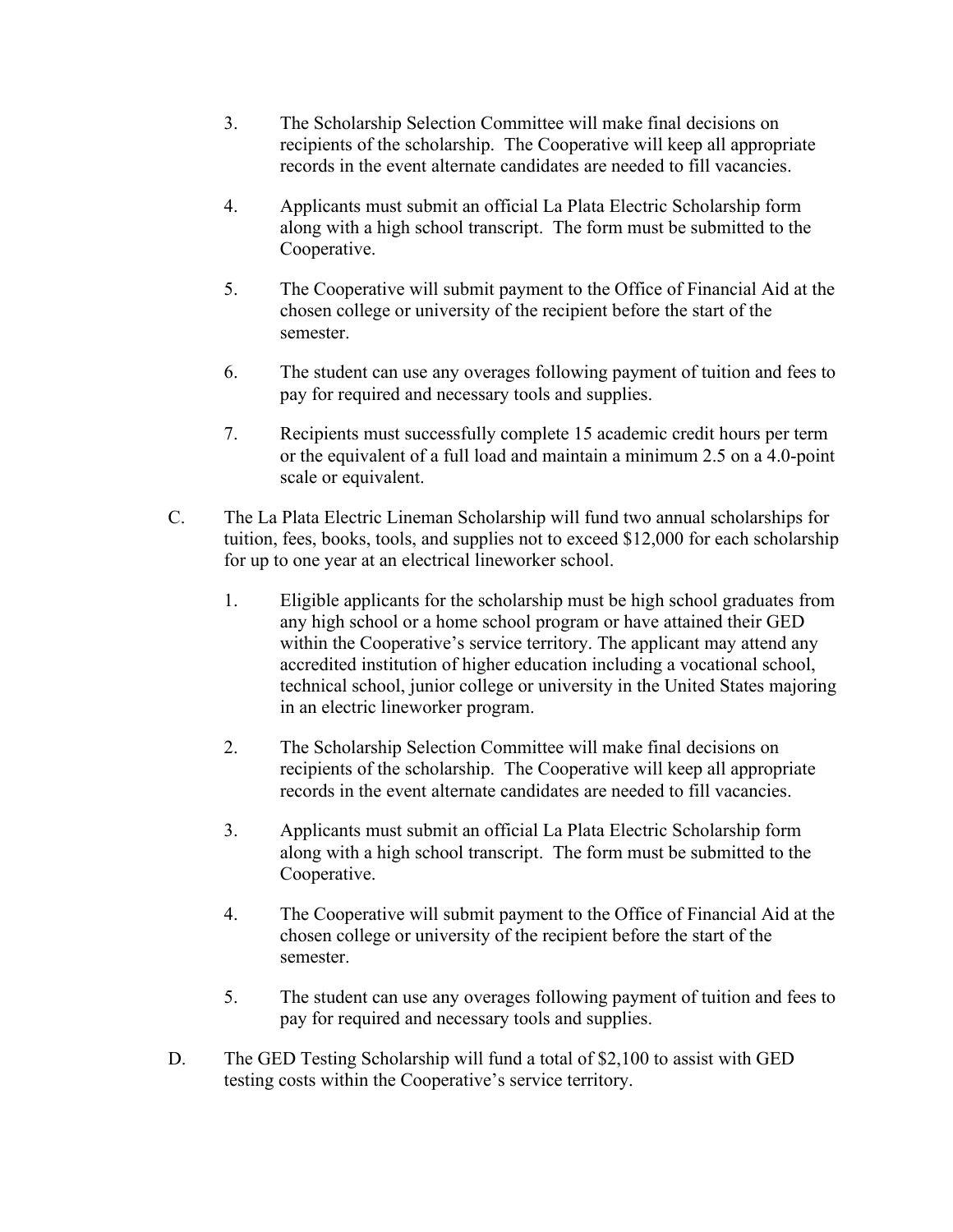3. The Scholarship Selection Committee will make final decisions on recipients of the scholarship. The Cooperative will keep all appropriate records in the event alternate candidates are needed to fill vacancies.

4. Applicants must submit an official La Plata Electric Scholarship form along with a high school transcript. The form must be submitted to the Cooperative.

5. The Cooperative will submit payment to the Office of Financial Aid at the chosen college or university of the recipient before the start of the semester.

6. The student can use any overages following payment of tuition and fees to pay for required and necessary tools and supplies.

7. Recipients must successfully complete 15 academic credit hours per term or the equivalent of a full load and maintain a minimum 2.5 on a 4.0-point scale or equivalent.

C. The La Plata Electric Lineman Scholarship will fund two annual scholarships for tuition, fees, books, tools, and supplies not to exceed $12,000 for each scholarship for up to one year at an electrical lineworker school.

1. Eligible applicants for the scholarship must be high school graduates from any high school or a home school program or have attained their GED within the Cooperative's service territory. The applicant may attend any accredited institution of higher education including a vocational school, technical school, junior college or university in the United States majoring in an electric lineworker program.

2. The Scholarship Selection Committee will make final decisions on recipients of the scholarship. The Cooperative will keep all appropriate records in the event alternate candidates are needed to fill vacancies.

3. Applicants must submit an official La Plata Electric Scholarship form along with a high school transcript. The form must be submitted to the Cooperative.

4. The Cooperative will submit payment to the Office of Financial Aid at the chosen college or university of the recipient before the start of the semester.

5. The student can use any overages following payment of tuition and fees to pay for required and necessary tools and supplies.

D. The GED Testing Scholarship will fund a total of $2,100 to assist with GED testing costs within the Cooperative's service territory.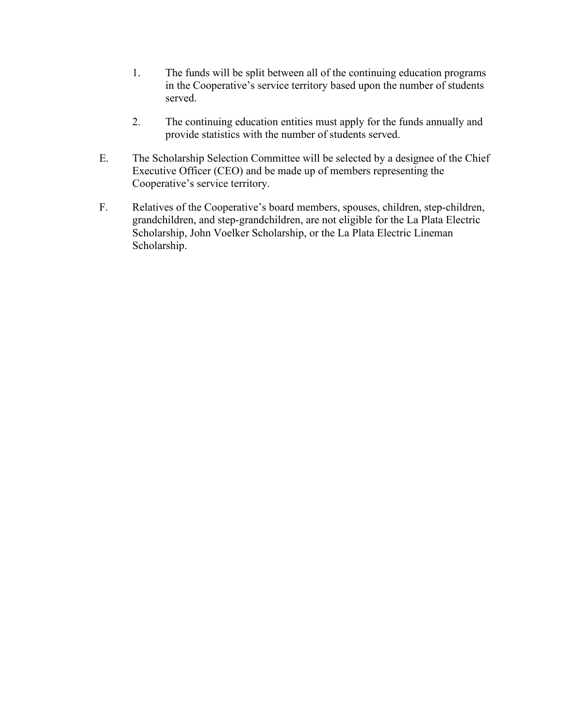1. The funds will be split between all of the continuing education programs in the Cooperative's service territory based upon the number of students served.

2. The continuing education entities must apply for the funds annually and provide statistics with the number of students served.

E. The Scholarship Selection Committee will be selected by a designee of the Chief Executive Officer (CEO) and be made up of members representing the Cooperative's service territory.

F. Relatives of the Cooperative's board members, spouses, children, step-children, grandchildren, and step-grandchildren, are not eligible for the La Plata Electric Scholarship, John Voelker Scholarship, or the La Plata Electric Lineman Scholarship.